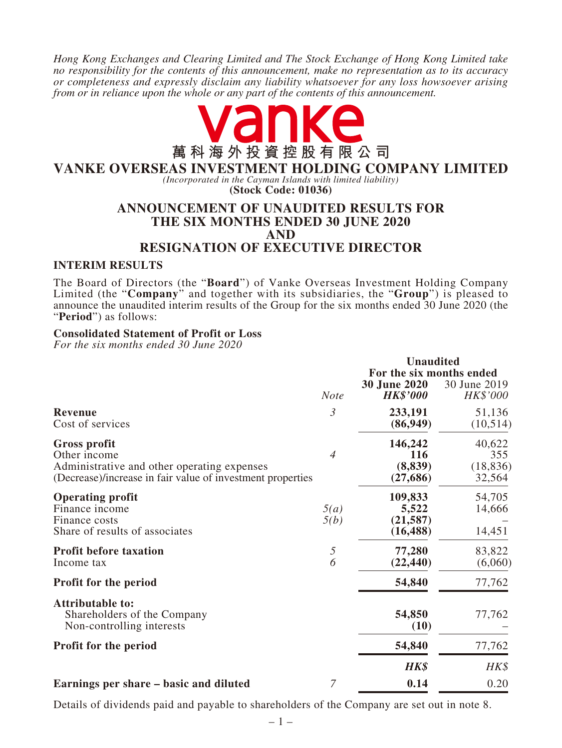*Hong Kong Exchanges and Clearing Limited and The Stock Exchange of Hong Kong Limited take no responsibility for the contents of this announcement, make no representation as to its accuracy or completeness and expressly disclaim any liability whatsoever for any loss howsoever arising from or in reliance upon the whole or any part of the contents of this announcement.*

vanke

萬科海外投資控股有限公司

# VANKE OVERSEAS INVESTMENT HOLDING COMPANY LIMITED

*(Incorporated in the Cayman Islands with limited liability)*

**(Stock Code: 01036)**

## ANNOUNCEMENT OF UNAUDITED RESULTS FOR THE SIX MONTHS ENDED 30 JUNE 2020 AND RESIGNATION OF EXECUTIVE DIRECTOR

### INTERIM RESULTS

The Board of Directors (the "**Board**") of Vanke Overseas Investment Holding Company Limited (the "**Company**" and together with its subsidiaries, the "**Group**") is pleased to announce the unaudited interim results of the Group for the six months ended 30 June 2020 (the "**Period**") as follows:

**Consolidated Statement of Profit or Loss**

*For the six months ended 30 June 2020*

| | *Note* | **Unaudited** For the six months ended **30 June 2020** ***HK$'000*** | 30 June 2019 *HK$'000* |
|---|---|---|---|
| **Revenue** | *3* | **233,191** | 51,136 |
| Cost of services | | **(86,949)** | (10,514) |
| **Gross profit** | | **146,242** | 40,622 |
| Other income | *4* | **116** | 355 |
| Administrative and other operating expenses | | **(8,839)** | (18,836) |
| (Decrease)/increase in fair value of investment properties | | **(27,686)** | 32,564 |
| **Operating profit** | | **109,833** | 54,705 |
| Finance income | *5(a)* | **5,522** | 14,666 |
| Finance costs | *5(b)* | **(21,587)** | – |
| Share of results of associates | | **(16,488)** | 14,451 |
| **Profit before taxation** | *5* | **77,280** | 83,822 |
| Income tax | *6* | **(22,440)** | (6,060) |
| **Profit for the period** | | **54,840** | 77,762 |
| **Attributable to:** | | | |
| Shareholders of the Company | | **54,850** | 77,762 |
| Non-controlling interests | | **(10)** | – |
| **Profit for the period** | | **54,840** | 77,762 |
| | | ***HK$*** | *HK$* |
| **Earnings per share – basic and diluted** | *7* | **0.14** | 0.20 |

Details of dividends paid and payable to shareholders of the Company are set out in note 8.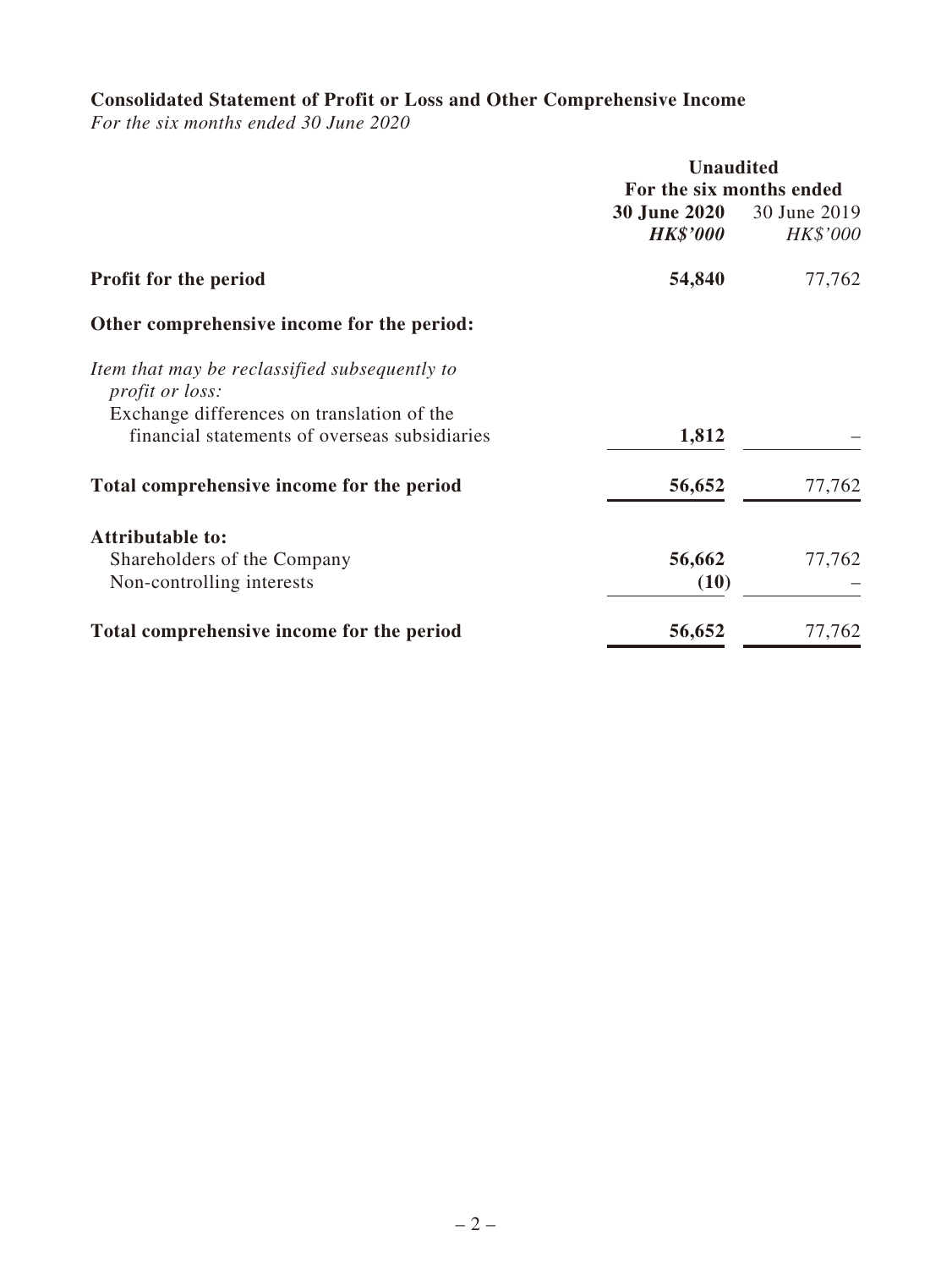## Consolidated Statement of Profit or Loss and Other Comprehensive Income

*For the six months ended 30 June 2020*

| | Unaudited | |
|---|---|---|
| | For the six months ended | |
| | **30 June 2020** | 30 June 2019 |
| | ***HK$'000*** | *HK$'000* |
| **Profit for the period** | **54,840** | 77,762 |
| **Other comprehensive income for the period:** | | |
| *Item that may be reclassified subsequently to profit or loss:* | | |
| Exchange differences on translation of the financial statements of overseas subsidiaries | **1,812** | – |
| **Total comprehensive income for the period** | **56,652** | 77,762 |
| **Attributable to:** | | |
| Shareholders of the Company | **56,662** | 77,762 |
| Non-controlling interests | **(10)** | – |
| **Total comprehensive income for the period** | **56,652** | 77,762 |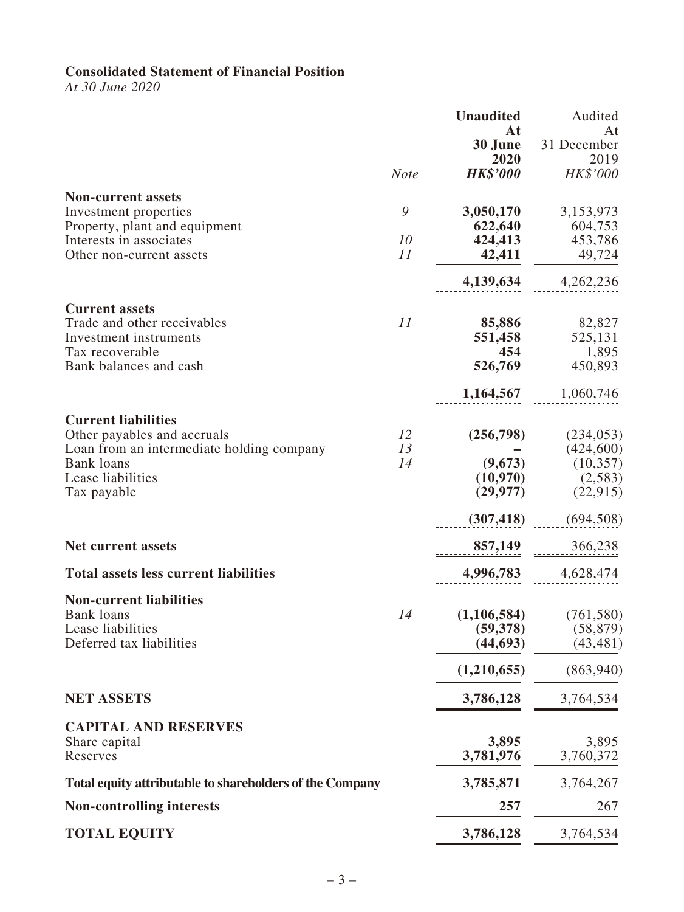## Consolidated Statement of Financial Position

*At 30 June 2020*

| | Note | **Unaudited At 30 June 2020 HK$'000** | Audited At 31 December 2019 HK$'000 |
|---|---|---|---|
| **Non-current assets** | | | |
| Investment properties | 9 | **3,050,170** | 3,153,973 |
| Property, plant and equipment | | **622,640** | 604,753 |
| Interests in associates | 10 | **424,413** | 453,786 |
| Other non-current assets | 11 | **42,411** | 49,724 |
| | | **4,139,634** | 4,262,236 |
| **Current assets** | | | |
| Trade and other receivables | 11 | **85,886** | 82,827 |
| Investment instruments | | **551,458** | 525,131 |
| Tax recoverable | | **454** | 1,895 |
| Bank balances and cash | | **526,769** | 450,893 |
| | | **1,164,567** | 1,060,746 |
| **Current liabilities** | | | |
| Other payables and accruals | 12 | **(256,798)** | (234,053) |
| Loan from an intermediate holding company | 13 | **–** | (424,600) |
| Bank loans | 14 | **(9,673)** | (10,357) |
| Lease liabilities | | **(10,970)** | (2,583) |
| Tax payable | | **(29,977)** | (22,915) |
| | | **(307,418)** | (694,508) |
| **Net current assets** | | **857,149** | 366,238 |
| **Total assets less current liabilities** | | **4,996,783** | 4,628,474 |
| **Non-current liabilities** | | | |
| Bank loans | 14 | **(1,106,584)** | (761,580) |
| Lease liabilities | | **(59,378)** | (58,879) |
| Deferred tax liabilities | | **(44,693)** | (43,481) |
| | | **(1,210,655)** | (863,940) |
| **NET ASSETS** | | **3,786,128** | 3,764,534 |
| **CAPITAL AND RESERVES** | | | |
| Share capital | | **3,895** | 3,895 |
| Reserves | | **3,781,976** | 3,760,372 |
| **Total equity attributable to shareholders of the Company** | | **3,785,871** | 3,764,267 |
| **Non-controlling interests** | | **257** | 267 |
| **TOTAL EQUITY** | | **3,786,128** | 3,764,534 |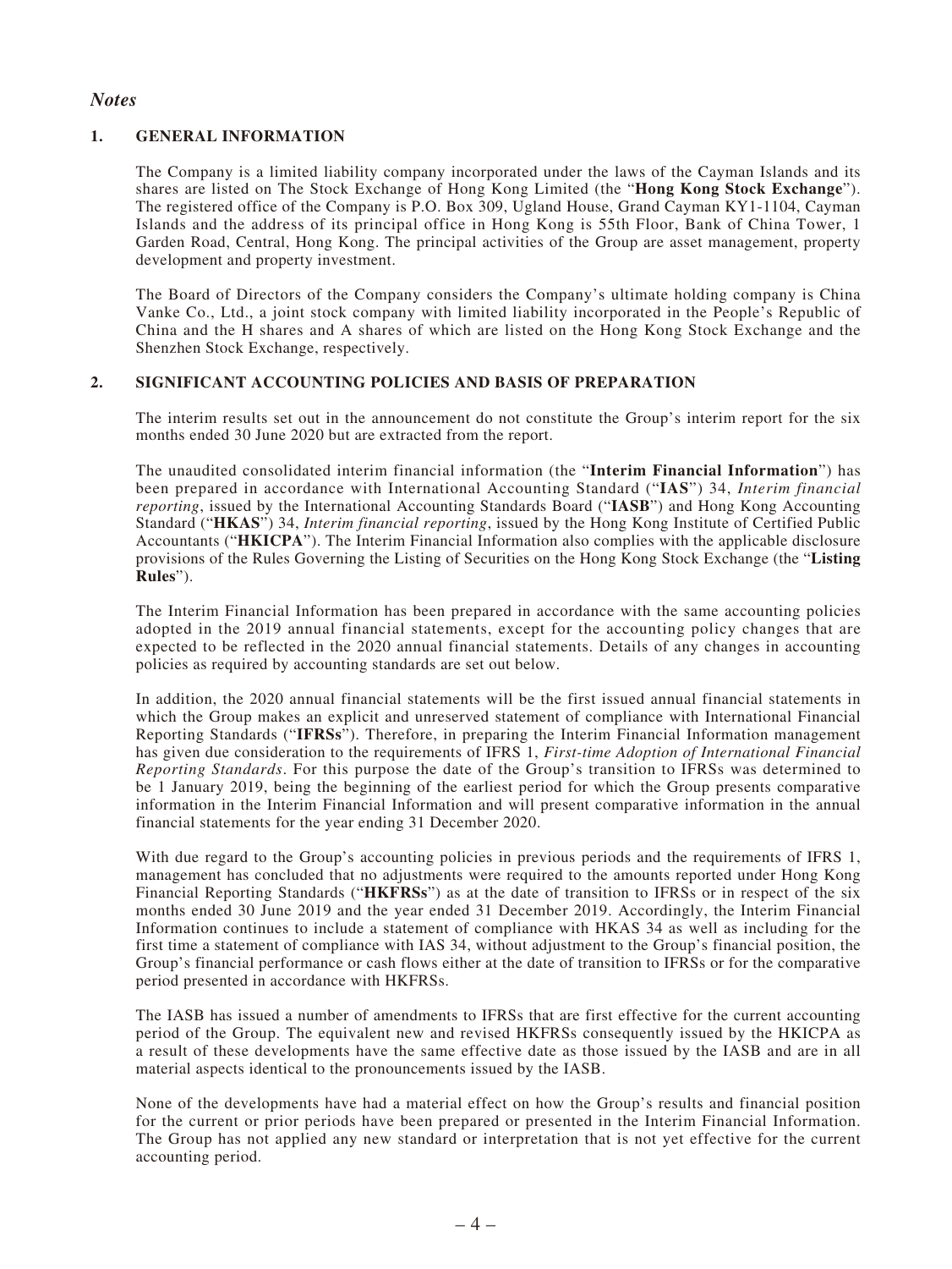*Notes*

## 1. GENERAL INFORMATION

The Company is a limited liability company incorporated under the laws of the Cayman Islands and its shares are listed on The Stock Exchange of Hong Kong Limited (the "**Hong Kong Stock Exchange**"). The registered office of the Company is P.O. Box 309, Ugland House, Grand Cayman KY1-1104, Cayman Islands and the address of its principal office in Hong Kong is 55th Floor, Bank of China Tower, 1 Garden Road, Central, Hong Kong. The principal activities of the Group are asset management, property development and property investment.

The Board of Directors of the Company considers the Company's ultimate holding company is China Vanke Co., Ltd., a joint stock company with limited liability incorporated in the People's Republic of China and the H shares and A shares of which are listed on the Hong Kong Stock Exchange and the Shenzhen Stock Exchange, respectively.

## 2. SIGNIFICANT ACCOUNTING POLICIES AND BASIS OF PREPARATION

The interim results set out in the announcement do not constitute the Group's interim report for the six months ended 30 June 2020 but are extracted from the report.

The unaudited consolidated interim financial information (the "**Interim Financial Information**") has been prepared in accordance with International Accounting Standard ("**IAS**") 34, *Interim financial reporting*, issued by the International Accounting Standards Board ("**IASB**") and Hong Kong Accounting Standard ("**HKAS**") 34, *Interim financial reporting*, issued by the Hong Kong Institute of Certified Public Accountants ("**HKICPA**"). The Interim Financial Information also complies with the applicable disclosure provisions of the Rules Governing the Listing of Securities on the Hong Kong Stock Exchange (the "**Listing Rules**").

The Interim Financial Information has been prepared in accordance with the same accounting policies adopted in the 2019 annual financial statements, except for the accounting policy changes that are expected to be reflected in the 2020 annual financial statements. Details of any changes in accounting policies as required by accounting standards are set out below.

In addition, the 2020 annual financial statements will be the first issued annual financial statements in which the Group makes an explicit and unreserved statement of compliance with International Financial Reporting Standards ("**IFRSs**"). Therefore, in preparing the Interim Financial Information management has given due consideration to the requirements of IFRS 1, *First-time Adoption of International Financial Reporting Standards*. For this purpose the date of the Group's transition to IFRSs was determined to be 1 January 2019, being the beginning of the earliest period for which the Group presents comparative information in the Interim Financial Information and will present comparative information in the annual financial statements for the year ending 31 December 2020.

With due regard to the Group's accounting policies in previous periods and the requirements of IFRS 1, management has concluded that no adjustments were required to the amounts reported under Hong Kong Financial Reporting Standards ("**HKFRSs**") as at the date of transition to IFRSs or in respect of the six months ended 30 June 2019 and the year ended 31 December 2019. Accordingly, the Interim Financial Information continues to include a statement of compliance with HKAS 34 as well as including for the first time a statement of compliance with IAS 34, without adjustment to the Group's financial position, the Group's financial performance or cash flows either at the date of transition to IFRSs or for the comparative period presented in accordance with HKFRSs.

The IASB has issued a number of amendments to IFRSs that are first effective for the current accounting period of the Group. The equivalent new and revised HKFRSs consequently issued by the HKICPA as a result of these developments have the same effective date as those issued by the IASB and are in all material aspects identical to the pronouncements issued by the IASB.

None of the developments have had a material effect on how the Group's results and financial position for the current or prior periods have been prepared or presented in the Interim Financial Information. The Group has not applied any new standard or interpretation that is not yet effective for the current accounting period.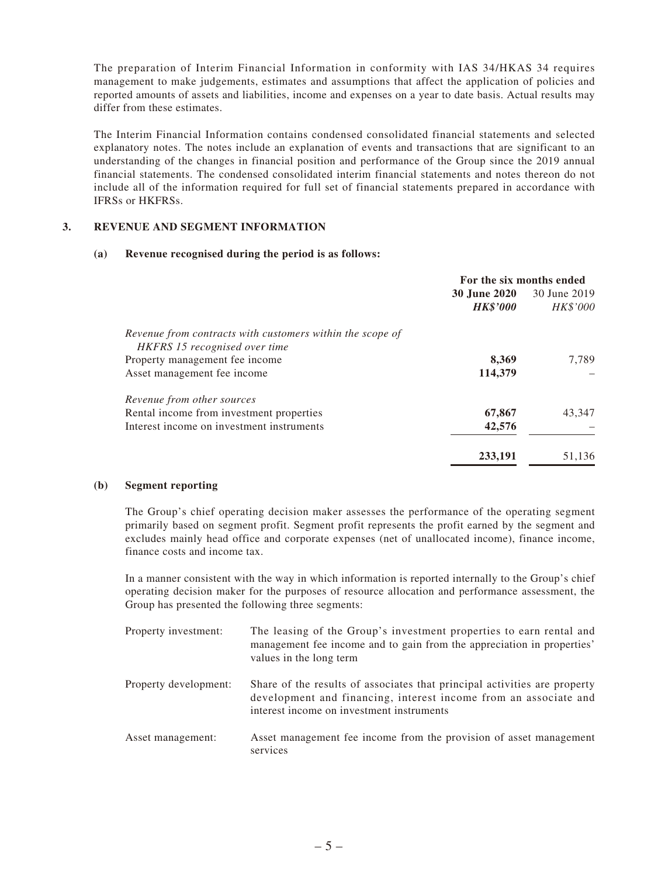The preparation of Interim Financial Information in conformity with IAS 34/HKAS 34 requires management to make judgements, estimates and assumptions that affect the application of policies and reported amounts of assets and liabilities, income and expenses on a year to date basis. Actual results may differ from these estimates.

The Interim Financial Information contains condensed consolidated financial statements and selected explanatory notes. The notes include an explanation of events and transactions that are significant to an understanding of the changes in financial position and performance of the Group since the 2019 annual financial statements. The condensed consolidated interim financial statements and notes thereon do not include all of the information required for full set of financial statements prepared in accordance with IFRSs or HKFRSs.

## 3. REVENUE AND SEGMENT INFORMATION

### (a) Revenue recognised during the period is as follows:

| | For the six months ended | |
|---|---|---|
| | **30 June 2020** | 30 June 2019 |
| | ***HK$'000*** | *HK$'000* |
| *Revenue from contracts with customers within the scope of HKFRS 15 recognised over time* | | |
| Property management fee income | **8,369** | 7,789 |
| Asset management fee income | **114,379** | – |
| *Revenue from other sources* | | |
| Rental income from investment properties | **67,867** | 43,347 |
| Interest income on investment instruments | **42,576** | – |
| | **233,191** | 51,136 |

### (b) Segment reporting

The Group's chief operating decision maker assesses the performance of the operating segment primarily based on segment profit. Segment profit represents the profit earned by the segment and excludes mainly head office and corporate expenses (net of unallocated income), finance income, finance costs and income tax.

In a manner consistent with the way in which information is reported internally to the Group's chief operating decision maker for the purposes of resource allocation and performance assessment, the Group has presented the following three segments:

| | |
|---|---|
| Property investment: | The leasing of the Group's investment properties to earn rental and management fee income and to gain from the appreciation in properties' values in the long term |
| Property development: | Share of the results of associates that principal activities are property development and financing, interest income from an associate and interest income on investment instruments |
| Asset management: | Asset management fee income from the provision of asset management services |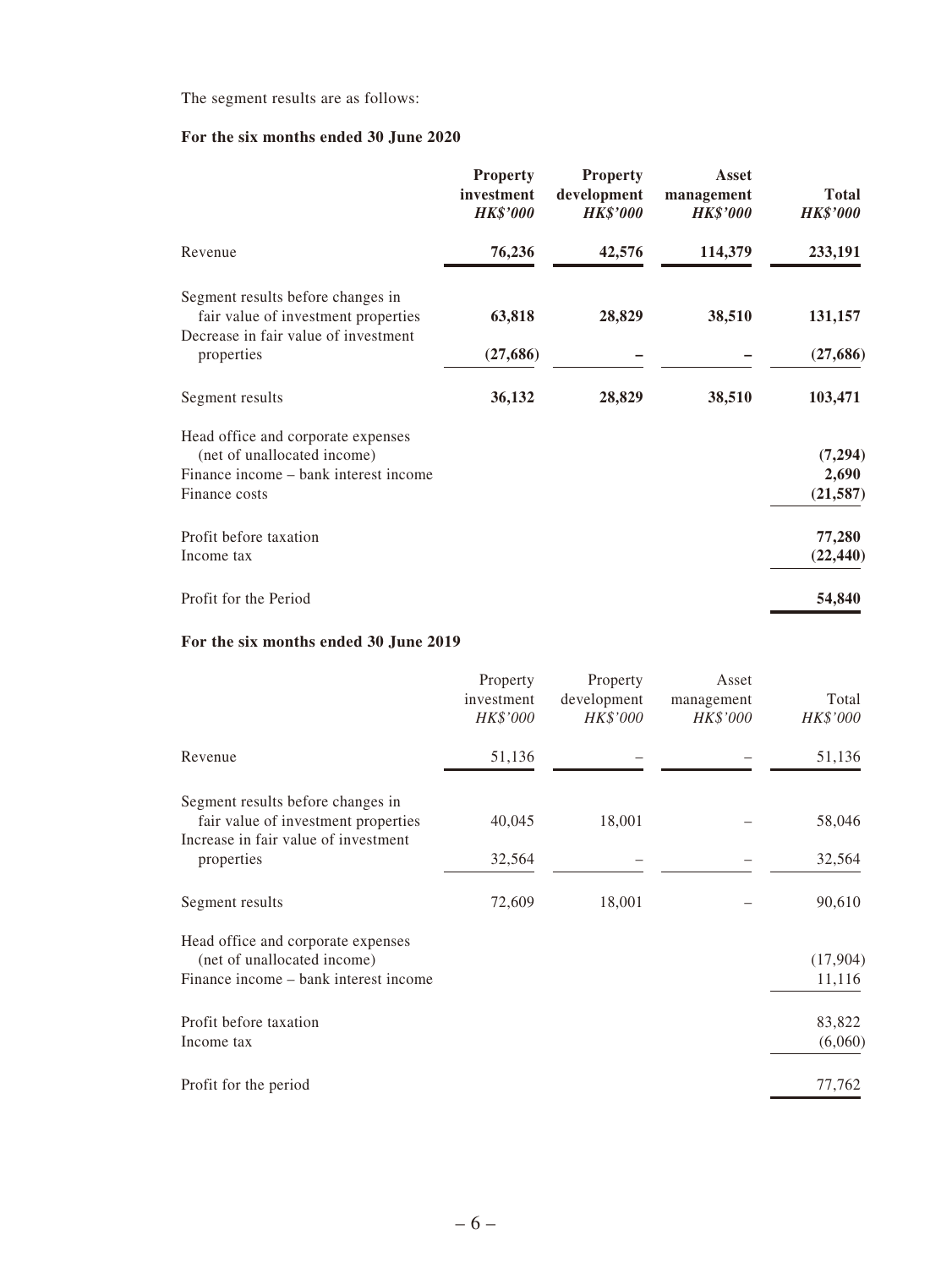The segment results are as follows:

**For the six months ended 30 June 2020**

| | **Property investment** *HK$'000* | **Property development** *HK$'000* | **Asset management** *HK$'000* | **Total** *HK$'000* |
|---|---|---|---|---|
| Revenue | **76,236** | **42,576** | **114,379** | **233,191** |
| Segment results before changes in fair value of investment properties | **63,818** | **28,829** | **38,510** | **131,157** |
| Decrease in fair value of investment properties | **(27,686)** | **–** | **–** | **(27,686)** |
| Segment results | **36,132** | **28,829** | **38,510** | **103,471** |
| Head office and corporate expenses (net of unallocated income) | | | | **(7,294)** |
| Finance income – bank interest income | | | | **2,690** |
| Finance costs | | | | **(21,587)** |
| Profit before taxation | | | | **77,280** |
| Income tax | | | | **(22,440)** |
| Profit for the Period | | | | **54,840** |

**For the six months ended 30 June 2019**

| | Property investment *HK$'000* | Property development *HK$'000* | Asset management *HK$'000* | Total *HK$'000* |
|---|---|---|---|---|
| Revenue | 51,136 | – | – | 51,136 |
| Segment results before changes in fair value of investment properties | 40,045 | 18,001 | – | 58,046 |
| Increase in fair value of investment properties | 32,564 | – | – | 32,564 |
| Segment results | 72,609 | 18,001 | – | 90,610 |
| Head office and corporate expenses (net of unallocated income) | | | | (17,904) |
| Finance income – bank interest income | | | | 11,116 |
| Profit before taxation | | | | 83,822 |
| Income tax | | | | (6,060) |
| Profit for the period | | | | 77,762 |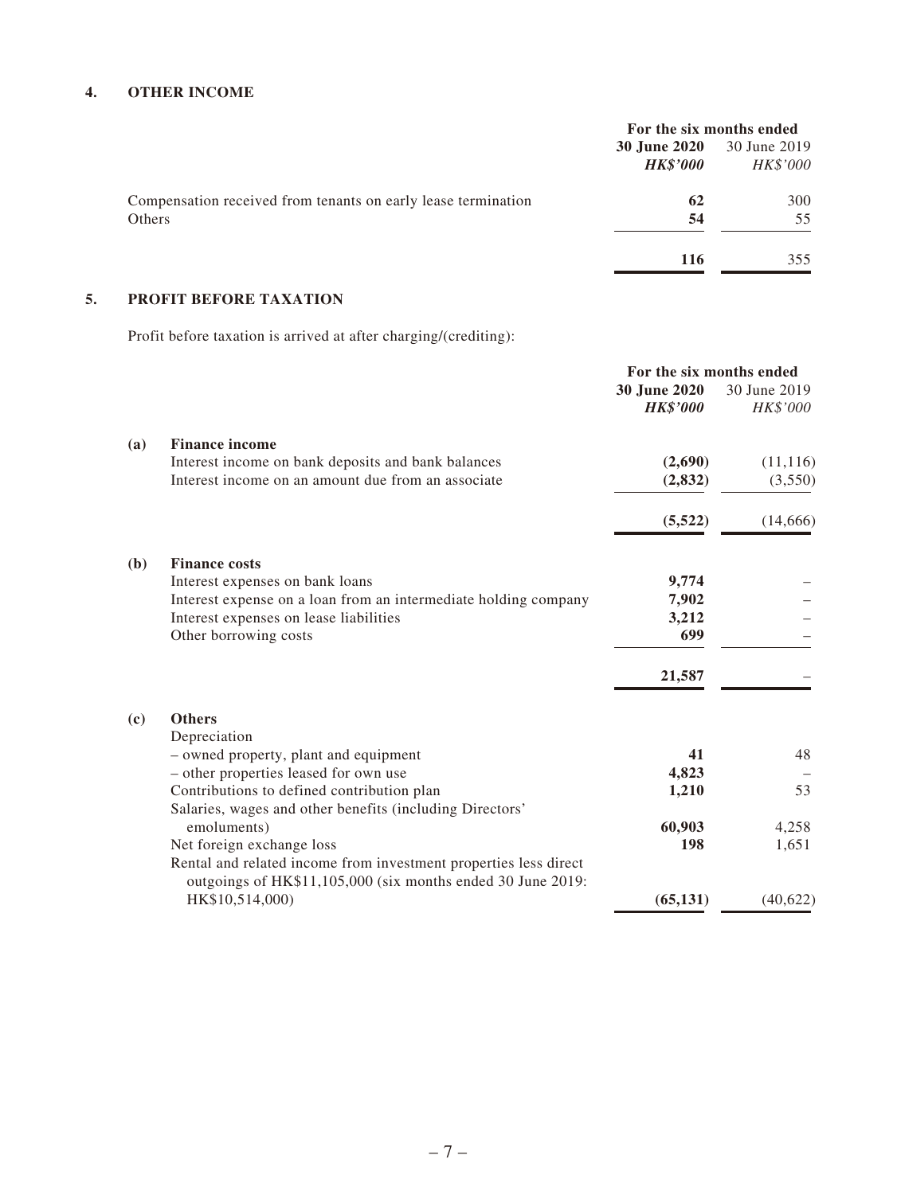## 4. OTHER INCOME

| | For the six months ended | |
|---|---|---|
| | **30 June 2020** | 30 June 2019 |
| | ***HK$'000*** | *HK$'000* |
| Compensation received from tenants on early lease termination | **62** | 300 |
| Others | **54** | 55 |
| | **116** | 355 |

## 5. PROFIT BEFORE TAXATION

Profit before taxation is arrived at after charging/(crediting):

| | | For the six months ended | |
|---|---|---|---|
| | | **30 June 2020** | 30 June 2019 |
| | | ***HK$'000*** | *HK$'000* |
| **(a)** | **Finance income** | | |
| | Interest income on bank deposits and bank balances | **(2,690)** | (11,116) |
| | Interest income on an amount due from an associate | **(2,832)** | (3,550) |
| | | **(5,522)** | (14,666) |
| **(b)** | **Finance costs** | | |
| | Interest expenses on bank loans | **9,774** | – |
| | Interest expense on a loan from an intermediate holding company | **7,902** | – |
| | Interest expenses on lease liabilities | **3,212** | – |
| | Other borrowing costs | **699** | – |
| | | **21,587** | – |
| **(c)** | **Others** | | |
| | Depreciation | | |
| | – owned property, plant and equipment | **41** | 48 |
| | – other properties leased for own use | **4,823** | – |
| | Contributions to defined contribution plan | **1,210** | 53 |
| | Salaries, wages and other benefits (including Directors' emoluments) | **60,903** | 4,258 |
| | Net foreign exchange loss | **198** | 1,651 |
| | Rental and related income from investment properties less direct outgoings of HK$11,105,000 (six months ended 30 June 2019: HK$10,514,000) | **(65,131)** | (40,622) |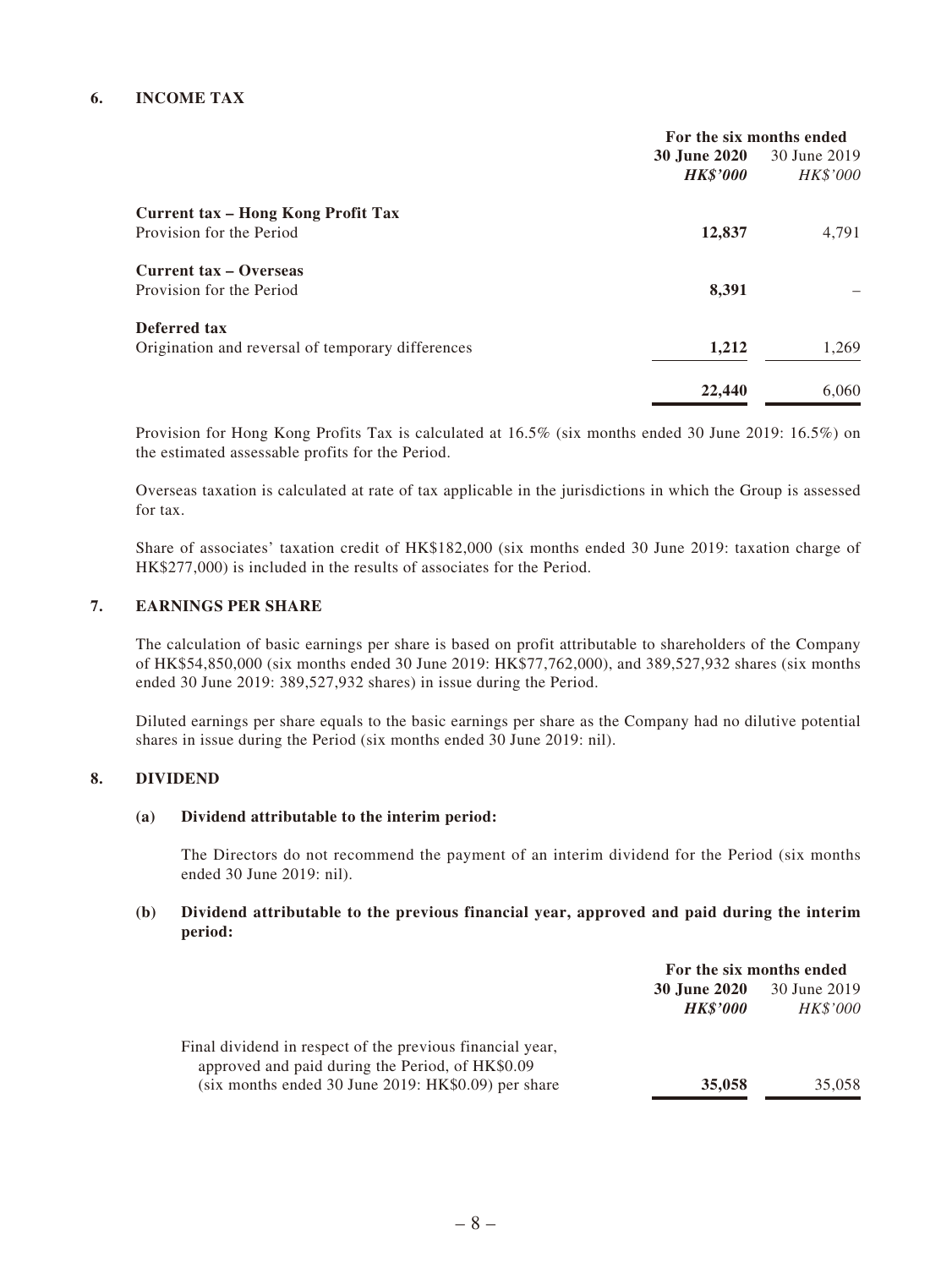## 6. INCOME TAX

| | For the six months ended | |
|---|---|---|
| | **30 June 2020** | 30 June 2019 |
| | ***HK$'000*** | *HK$'000* |
| **Current tax – Hong Kong Profit Tax** | | |
| Provision for the Period | **12,837** | 4,791 |
| **Current tax – Overseas** | | |
| Provision for the Period | **8,391** | – |
| **Deferred tax** | | |
| Origination and reversal of temporary differences | **1,212** | 1,269 |
| | **22,440** | 6,060 |

Provision for Hong Kong Profits Tax is calculated at 16.5% (six months ended 30 June 2019: 16.5%) on the estimated assessable profits for the Period.

Overseas taxation is calculated at rate of tax applicable in the jurisdictions in which the Group is assessed for tax.

Share of associates' taxation credit of HK$182,000 (six months ended 30 June 2019: taxation charge of HK$277,000) is included in the results of associates for the Period.

## 7. EARNINGS PER SHARE

The calculation of basic earnings per share is based on profit attributable to shareholders of the Company of HK$54,850,000 (six months ended 30 June 2019: HK$77,762,000), and 389,527,932 shares (six months ended 30 June 2019: 389,527,932 shares) in issue during the Period.

Diluted earnings per share equals to the basic earnings per share as the Company had no dilutive potential shares in issue during the Period (six months ended 30 June 2019: nil).

## 8. DIVIDEND

### (a) Dividend attributable to the interim period:

The Directors do not recommend the payment of an interim dividend for the Period (six months ended 30 June 2019: nil).

### (b) Dividend attributable to the previous financial year, approved and paid during the interim period:

| | For the six months ended | |
|---|---|---|
| | **30 June 2020** | 30 June 2019 |
| | ***HK$'000*** | *HK$'000* |
| Final dividend in respect of the previous financial year, approved and paid during the Period, of HK$0.09 (six months ended 30 June 2019: HK$0.09) per share | **35,058** | 35,058 |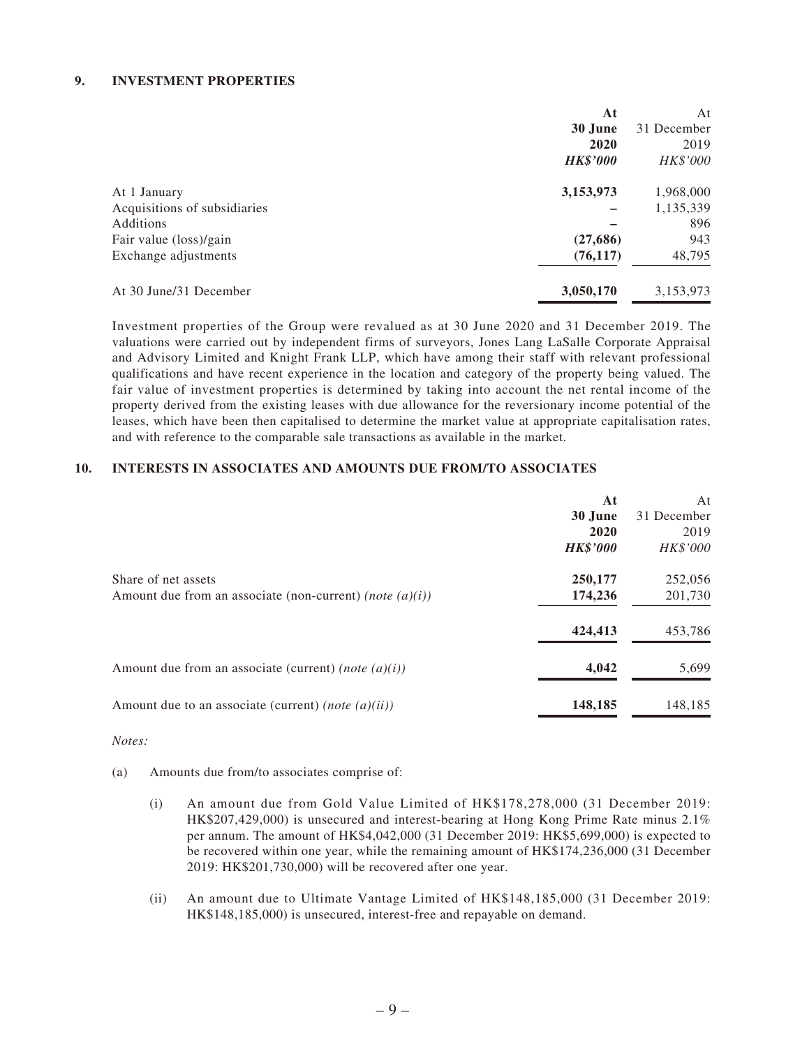## 9. INVESTMENT PROPERTIES

| | At 30 June 2020 HK$'000 | At 31 December 2019 HK$'000 |
|---|---|---|
| At 1 January | 3,153,973 | 1,968,000 |
| Acquisitions of subsidiaries | – | 1,135,339 |
| Additions | – | 896 |
| Fair value (loss)/gain | (27,686) | 943 |
| Exchange adjustments | (76,117) | 48,795 |
| At 30 June/31 December | 3,050,170 | 3,153,973 |

Investment properties of the Group were revalued as at 30 June 2020 and 31 December 2019. The valuations were carried out by independent firms of surveyors, Jones Lang LaSalle Corporate Appraisal and Advisory Limited and Knight Frank LLP, which have among their staff with relevant professional qualifications and have recent experience in the location and category of the property being valued. The fair value of investment properties is determined by taking into account the net rental income of the property derived from the existing leases with due allowance for the reversionary income potential of the leases, which have been then capitalised to determine the market value at appropriate capitalisation rates, and with reference to the comparable sale transactions as available in the market.

## 10. INTERESTS IN ASSOCIATES AND AMOUNTS DUE FROM/TO ASSOCIATES

| | At 30 June 2020 HK$'000 | At 31 December 2019 HK$'000 |
|---|---|---|
| Share of net assets | 250,177 | 252,056 |
| Amount due from an associate (non-current) *(note (a)(i))* | 174,236 | 201,730 |
| | 424,413 | 453,786 |
| Amount due from an associate (current) *(note (a)(i))* | 4,042 | 5,699 |
| Amount due to an associate (current) *(note (a)(ii))* | 148,185 | 148,185 |

*Notes:*

(a) Amounts due from/to associates comprise of:

(i) An amount due from Gold Value Limited of HK$178,278,000 (31 December 2019: HK$207,429,000) is unsecured and interest-bearing at Hong Kong Prime Rate minus 2.1% per annum. The amount of HK$4,042,000 (31 December 2019: HK$5,699,000) is expected to be recovered within one year, while the remaining amount of HK$174,236,000 (31 December 2019: HK$201,730,000) will be recovered after one year.

(ii) An amount due to Ultimate Vantage Limited of HK$148,185,000 (31 December 2019: HK$148,185,000) is unsecured, interest-free and repayable on demand.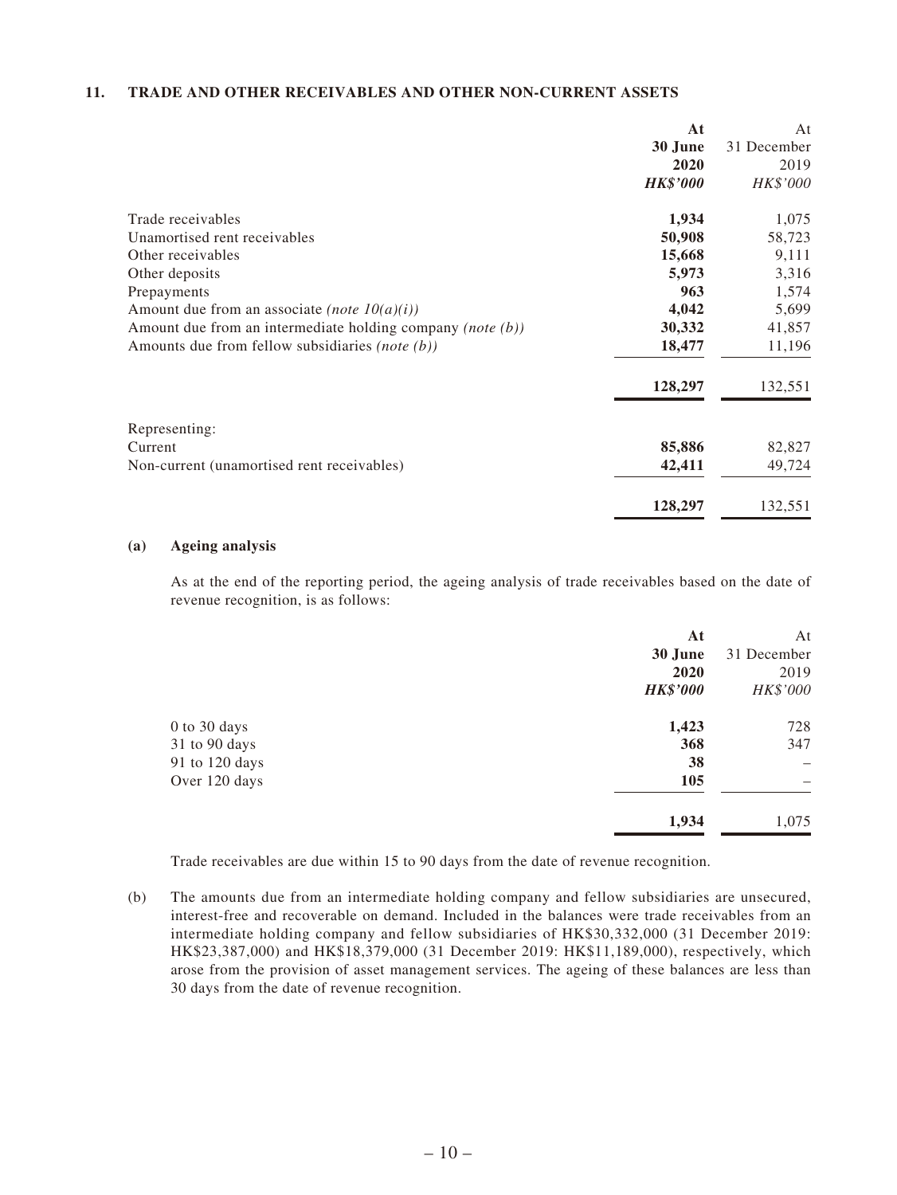## 11. TRADE AND OTHER RECEIVABLES AND OTHER NON-CURRENT ASSETS

| | At 30 June 2020 *HK$'000* | At 31 December 2019 *HK$'000* |
|---|---|---|
| Trade receivables | **1,934** | 1,075 |
| Unamortised rent receivables | **50,908** | 58,723 |
| Other receivables | **15,668** | 9,111 |
| Other deposits | **5,973** | 3,316 |
| Prepayments | **963** | 1,574 |
| Amount due from an associate *(note 10(a)(i))* | **4,042** | 5,699 |
| Amount due from an intermediate holding company *(note (b))* | **30,332** | 41,857 |
| Amounts due from fellow subsidiaries *(note (b))* | **18,477** | 11,196 |
| | **128,297** | 132,551 |
| Representing: | | |
| Current | **85,886** | 82,827 |
| Non-current (unamortised rent receivables) | **42,411** | 49,724 |
| | **128,297** | 132,551 |

### (a) Ageing analysis

As at the end of the reporting period, the ageing analysis of trade receivables based on the date of revenue recognition, is as follows:

| | At 30 June 2020 *HK$'000* | At 31 December 2019 *HK$'000* |
|---|---|---|
| 0 to 30 days | **1,423** | 728 |
| 31 to 90 days | **368** | 347 |
| 91 to 120 days | **38** | – |
| Over 120 days | **105** | – |
| | **1,934** | 1,075 |

Trade receivables are due within 15 to 90 days from the date of revenue recognition.

(b) The amounts due from an intermediate holding company and fellow subsidiaries are unsecured, interest-free and recoverable on demand. Included in the balances were trade receivables from an intermediate holding company and fellow subsidiaries of HK$30,332,000 (31 December 2019: HK$23,387,000) and HK$18,379,000 (31 December 2019: HK$11,189,000), respectively, which arose from the provision of asset management services. The ageing of these balances are less than 30 days from the date of revenue recognition.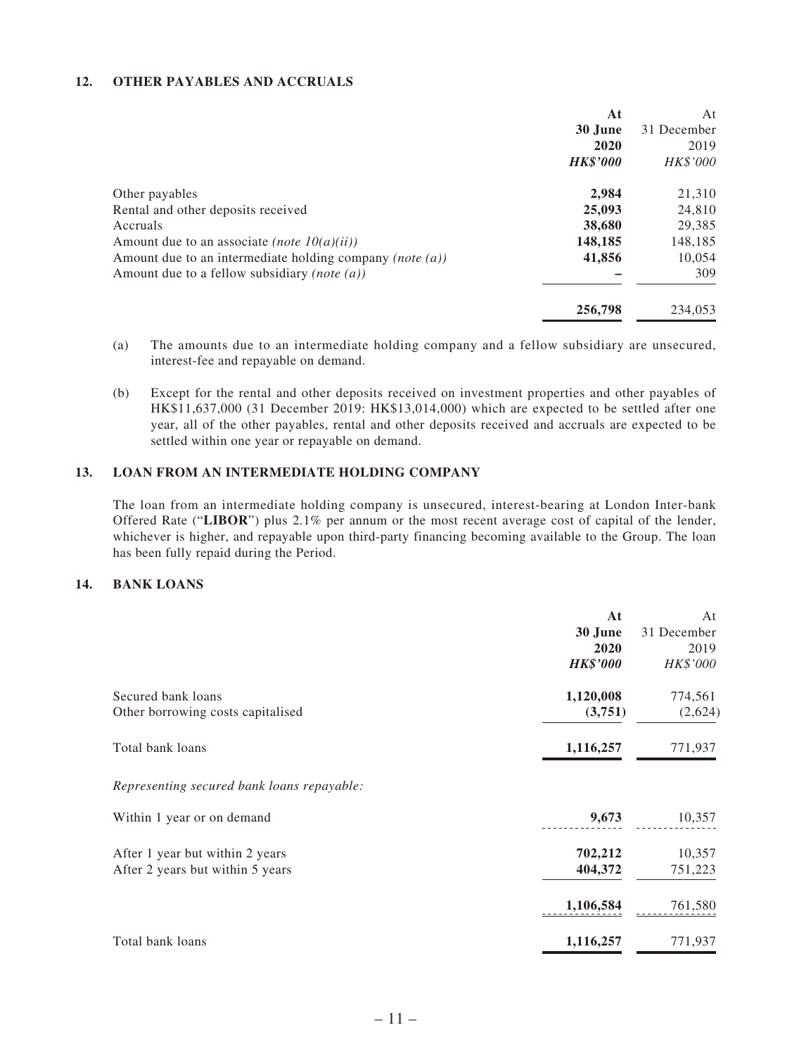## 12. OTHER PAYABLES AND ACCRUALS

| | At 30 June 2020 *HK$'000* | At 31 December 2019 *HK$'000* |
|---|---|---|
| Other payables | **2,984** | 21,310 |
| Rental and other deposits received | **25,093** | 24,810 |
| Accruals | **38,680** | 29,385 |
| Amount due to an associate *(note 10(a)(ii))* | **148,185** | 148,185 |
| Amount due to an intermediate holding company *(note (a))* | **41,856** | 10,054 |
| Amount due to a fellow subsidiary *(note (a))* | **–** | 309 |
| | **256,798** | 234,053 |

(a) The amounts due to an intermediate holding company and a fellow subsidiary are unsecured, interest-fee and repayable on demand.

(b) Except for the rental and other deposits received on investment properties and other payables of HK$11,637,000 (31 December 2019: HK$13,014,000) which are expected to be settled after one year, all of the other payables, rental and other deposits received and accruals are expected to be settled within one year or repayable on demand.

## 13. LOAN FROM AN INTERMEDIATE HOLDING COMPANY

The loan from an intermediate holding company is unsecured, interest-bearing at London Inter-bank Offered Rate ("**LIBOR**") plus 2.1% per annum or the most recent average cost of capital of the lender, whichever is higher, and repayable upon third-party financing becoming available to the Group. The loan has been fully repaid during the Period.

## 14. BANK LOANS

| | At 30 June 2020 *HK$'000* | At 31 December 2019 *HK$'000* |
|---|---|---|
| Secured bank loans | **1,120,008** | 774,561 |
| Other borrowing costs capitalised | **(3,751)** | (2,624) |
| Total bank loans | **1,116,257** | 771,937 |
| *Representing secured bank loans repayable:* | | |
| Within 1 year or on demand | **9,673** | 10,357 |
| After 1 year but within 2 years | **702,212** | 10,357 |
| After 2 years but within 5 years | **404,372** | 751,223 |
| | **1,106,584** | 761,580 |
| Total bank loans | **1,116,257** | 771,937 |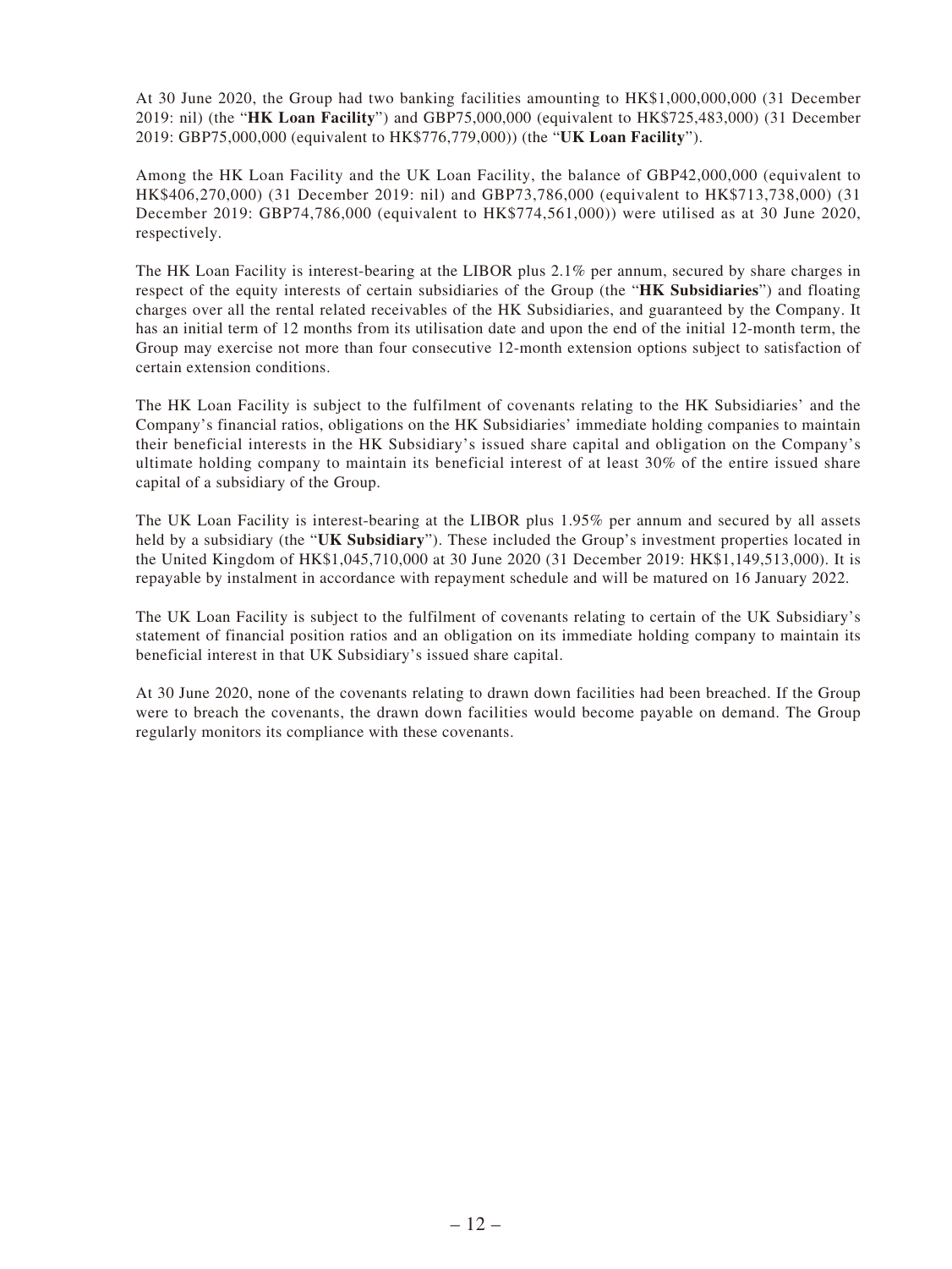At 30 June 2020, the Group had two banking facilities amounting to HK$1,000,000,000 (31 December 2019: nil) (the "**HK Loan Facility**") and GBP75,000,000 (equivalent to HK$725,483,000) (31 December 2019: GBP75,000,000 (equivalent to HK$776,779,000)) (the "**UK Loan Facility**").

Among the HK Loan Facility and the UK Loan Facility, the balance of GBP42,000,000 (equivalent to HK$406,270,000) (31 December 2019: nil) and GBP73,786,000 (equivalent to HK$713,738,000) (31 December 2019: GBP74,786,000 (equivalent to HK$774,561,000)) were utilised as at 30 June 2020, respectively.

The HK Loan Facility is interest-bearing at the LIBOR plus 2.1% per annum, secured by share charges in respect of the equity interests of certain subsidiaries of the Group (the "**HK Subsidiaries**") and floating charges over all the rental related receivables of the HK Subsidiaries, and guaranteed by the Company. It has an initial term of 12 months from its utilisation date and upon the end of the initial 12-month term, the Group may exercise not more than four consecutive 12-month extension options subject to satisfaction of certain extension conditions.

The HK Loan Facility is subject to the fulfilment of covenants relating to the HK Subsidiaries' and the Company's financial ratios, obligations on the HK Subsidiaries' immediate holding companies to maintain their beneficial interests in the HK Subsidiary's issued share capital and obligation on the Company's ultimate holding company to maintain its beneficial interest of at least 30% of the entire issued share capital of a subsidiary of the Group.

The UK Loan Facility is interest-bearing at the LIBOR plus 1.95% per annum and secured by all assets held by a subsidiary (the "**UK Subsidiary**"). These included the Group's investment properties located in the United Kingdom of HK$1,045,710,000 at 30 June 2020 (31 December 2019: HK$1,149,513,000). It is repayable by instalment in accordance with repayment schedule and will be matured on 16 January 2022.

The UK Loan Facility is subject to the fulfilment of covenants relating to certain of the UK Subsidiary's statement of financial position ratios and an obligation on its immediate holding company to maintain its beneficial interest in that UK Subsidiary's issued share capital.

At 30 June 2020, none of the covenants relating to drawn down facilities had been breached. If the Group were to breach the covenants, the drawn down facilities would become payable on demand. The Group regularly monitors its compliance with these covenants.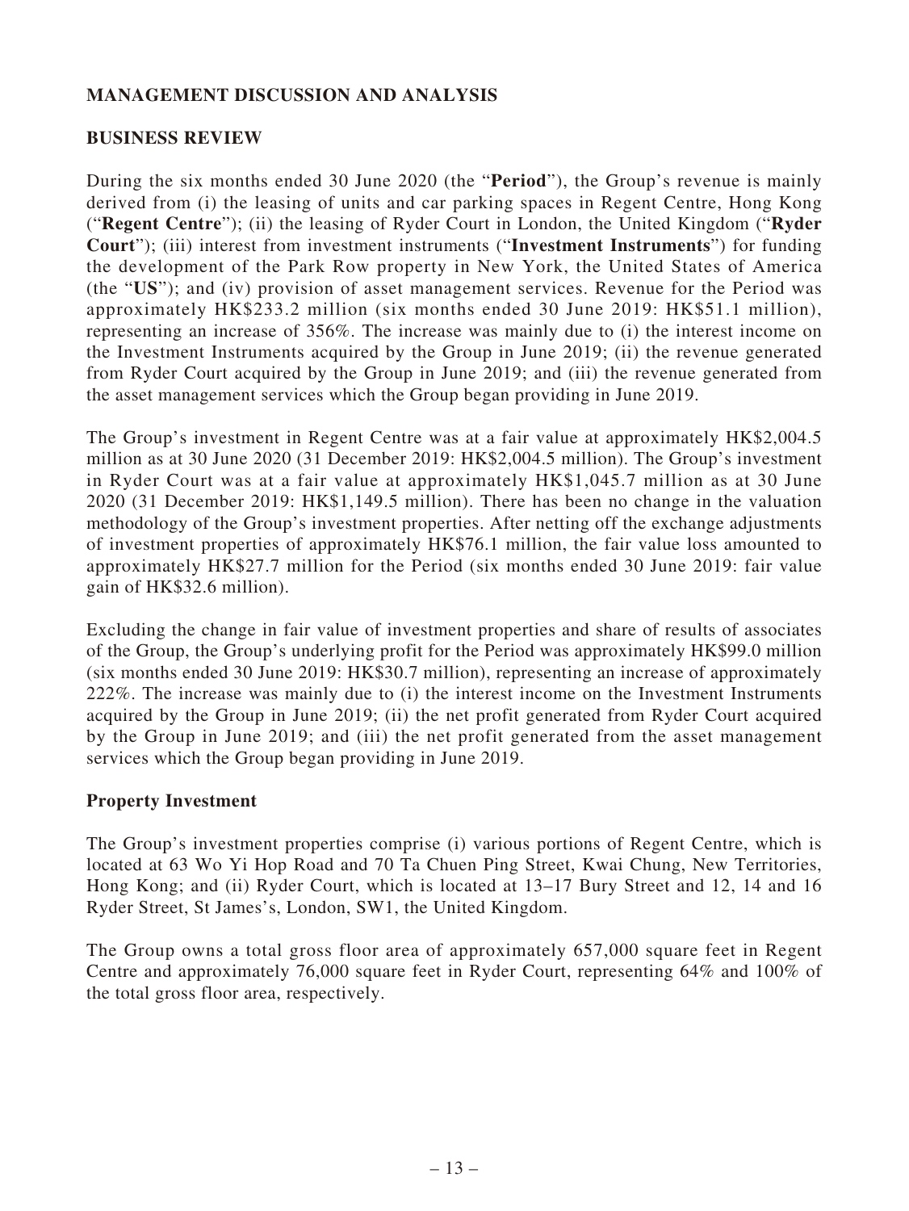## MANAGEMENT DISCUSSION AND ANALYSIS

### BUSINESS REVIEW

During the six months ended 30 June 2020 (the "**Period**"), the Group's revenue is mainly derived from (i) the leasing of units and car parking spaces in Regent Centre, Hong Kong ("**Regent Centre**"); (ii) the leasing of Ryder Court in London, the United Kingdom ("**Ryder Court**"); (iii) interest from investment instruments ("**Investment Instruments**") for funding the development of the Park Row property in New York, the United States of America (the "**US**"); and (iv) provision of asset management services. Revenue for the Period was approximately HK$233.2 million (six months ended 30 June 2019: HK$51.1 million), representing an increase of 356%. The increase was mainly due to (i) the interest income on the Investment Instruments acquired by the Group in June 2019; (ii) the revenue generated from Ryder Court acquired by the Group in June 2019; and (iii) the revenue generated from the asset management services which the Group began providing in June 2019.

The Group's investment in Regent Centre was at a fair value at approximately HK$2,004.5 million as at 30 June 2020 (31 December 2019: HK$2,004.5 million). The Group's investment in Ryder Court was at a fair value at approximately HK$1,045.7 million as at 30 June 2020 (31 December 2019: HK$1,149.5 million). There has been no change in the valuation methodology of the Group's investment properties. After netting off the exchange adjustments of investment properties of approximately HK$76.1 million, the fair value loss amounted to approximately HK$27.7 million for the Period (six months ended 30 June 2019: fair value gain of HK$32.6 million).

Excluding the change in fair value of investment properties and share of results of associates of the Group, the Group's underlying profit for the Period was approximately HK$99.0 million (six months ended 30 June 2019: HK$30.7 million), representing an increase of approximately 222%. The increase was mainly due to (i) the interest income on the Investment Instruments acquired by the Group in June 2019; (ii) the net profit generated from Ryder Court acquired by the Group in June 2019; and (iii) the net profit generated from the asset management services which the Group began providing in June 2019.

### Property Investment

The Group's investment properties comprise (i) various portions of Regent Centre, which is located at 63 Wo Yi Hop Road and 70 Ta Chuen Ping Street, Kwai Chung, New Territories, Hong Kong; and (ii) Ryder Court, which is located at 13–17 Bury Street and 12, 14 and 16 Ryder Street, St James's, London, SW1, the United Kingdom.

The Group owns a total gross floor area of approximately 657,000 square feet in Regent Centre and approximately 76,000 square feet in Ryder Court, representing 64% and 100% of the total gross floor area, respectively.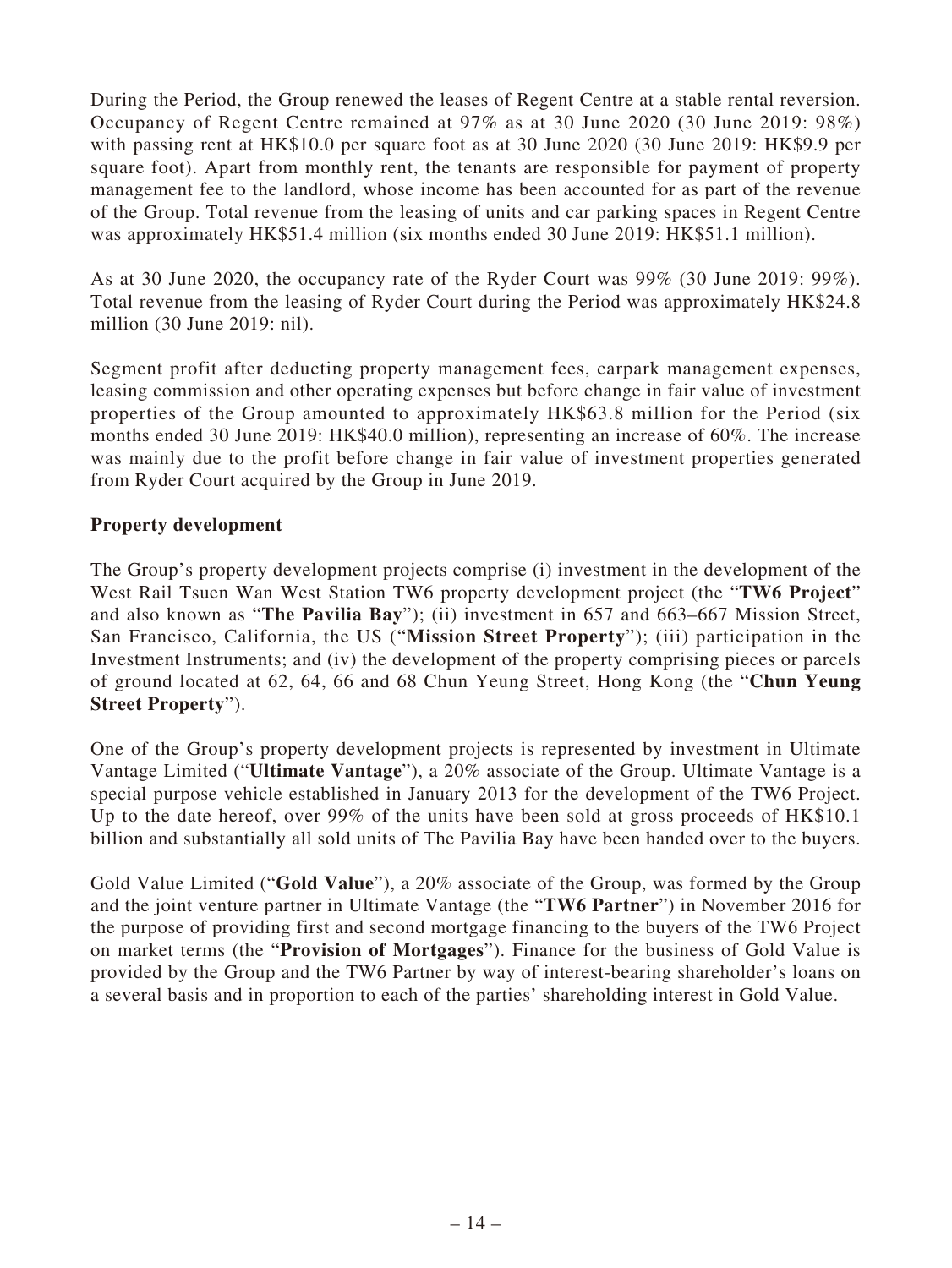During the Period, the Group renewed the leases of Regent Centre at a stable rental reversion. Occupancy of Regent Centre remained at 97% as at 30 June 2020 (30 June 2019: 98%) with passing rent at HK$10.0 per square foot as at 30 June 2020 (30 June 2019: HK$9.9 per square foot). Apart from monthly rent, the tenants are responsible for payment of property management fee to the landlord, whose income has been accounted for as part of the revenue of the Group. Total revenue from the leasing of units and car parking spaces in Regent Centre was approximately HK$51.4 million (six months ended 30 June 2019: HK$51.1 million).

As at 30 June 2020, the occupancy rate of the Ryder Court was 99% (30 June 2019: 99%). Total revenue from the leasing of Ryder Court during the Period was approximately HK$24.8 million (30 June 2019: nil).

Segment profit after deducting property management fees, carpark management expenses, leasing commission and other operating expenses but before change in fair value of investment properties of the Group amounted to approximately HK$63.8 million for the Period (six months ended 30 June 2019: HK$40.0 million), representing an increase of 60%. The increase was mainly due to the profit before change in fair value of investment properties generated from Ryder Court acquired by the Group in June 2019.

**Property development**

The Group's property development projects comprise (i) investment in the development of the West Rail Tsuen Wan West Station TW6 property development project (the "**TW6 Project**" and also known as "**The Pavilia Bay**"); (ii) investment in 657 and 663–667 Mission Street, San Francisco, California, the US ("**Mission Street Property**"); (iii) participation in the Investment Instruments; and (iv) the development of the property comprising pieces or parcels of ground located at 62, 64, 66 and 68 Chun Yeung Street, Hong Kong (the "**Chun Yeung Street Property**").

One of the Group's property development projects is represented by investment in Ultimate Vantage Limited ("**Ultimate Vantage**"), a 20% associate of the Group. Ultimate Vantage is a special purpose vehicle established in January 2013 for the development of the TW6 Project. Up to the date hereof, over 99% of the units have been sold at gross proceeds of HK$10.1 billion and substantially all sold units of The Pavilia Bay have been handed over to the buyers.

Gold Value Limited ("**Gold Value**"), a 20% associate of the Group, was formed by the Group and the joint venture partner in Ultimate Vantage (the "**TW6 Partner**") in November 2016 for the purpose of providing first and second mortgage financing to the buyers of the TW6 Project on market terms (the "**Provision of Mortgages**"). Finance for the business of Gold Value is provided by the Group and the TW6 Partner by way of interest-bearing shareholder's loans on a several basis and in proportion to each of the parties' shareholding interest in Gold Value.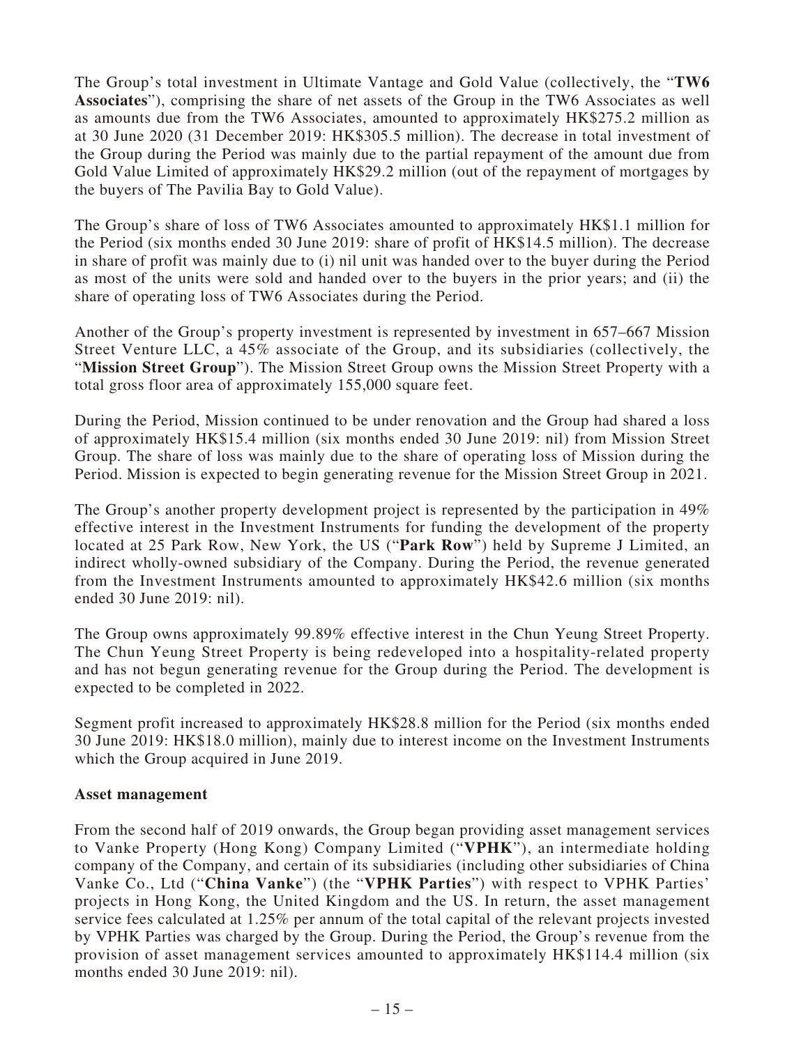The Group's total investment in Ultimate Vantage and Gold Value (collectively, the "**TW6 Associates**"), comprising the share of net assets of the Group in the TW6 Associates as well as amounts due from the TW6 Associates, amounted to approximately HK$275.2 million as at 30 June 2020 (31 December 2019: HK$305.5 million). The decrease in total investment of the Group during the Period was mainly due to the partial repayment of the amount due from Gold Value Limited of approximately HK$29.2 million (out of the repayment of mortgages by the buyers of The Pavilia Bay to Gold Value).

The Group's share of loss of TW6 Associates amounted to approximately HK$1.1 million for the Period (six months ended 30 June 2019: share of profit of HK$14.5 million). The decrease in share of profit was mainly due to (i) nil unit was handed over to the buyer during the Period as most of the units were sold and handed over to the buyers in the prior years; and (ii) the share of operating loss of TW6 Associates during the Period.

Another of the Group's property investment is represented by investment in 657–667 Mission Street Venture LLC, a 45% associate of the Group, and its subsidiaries (collectively, the "**Mission Street Group**"). The Mission Street Group owns the Mission Street Property with a total gross floor area of approximately 155,000 square feet.

During the Period, Mission continued to be under renovation and the Group had shared a loss of approximately HK$15.4 million (six months ended 30 June 2019: nil) from Mission Street Group. The share of loss was mainly due to the share of operating loss of Mission during the Period. Mission is expected to begin generating revenue for the Mission Street Group in 2021.

The Group's another property development project is represented by the participation in 49% effective interest in the Investment Instruments for funding the development of the property located at 25 Park Row, New York, the US ("**Park Row**") held by Supreme J Limited, an indirect wholly-owned subsidiary of the Company. During the Period, the revenue generated from the Investment Instruments amounted to approximately HK$42.6 million (six months ended 30 June 2019: nil).

The Group owns approximately 99.89% effective interest in the Chun Yeung Street Property. The Chun Yeung Street Property is being redeveloped into a hospitality-related property and has not begun generating revenue for the Group during the Period. The development is expected to be completed in 2022.

Segment profit increased to approximately HK$28.8 million for the Period (six months ended 30 June 2019: HK$18.0 million), mainly due to interest income on the Investment Instruments which the Group acquired in June 2019.

**Asset management**

From the second half of 2019 onwards, the Group began providing asset management services to Vanke Property (Hong Kong) Company Limited ("**VPHK**"), an intermediate holding company of the Company, and certain of its subsidiaries (including other subsidiaries of China Vanke Co., Ltd ("**China Vanke**") (the "**VPHK Parties**") with respect to VPHK Parties' projects in Hong Kong, the United Kingdom and the US. In return, the asset management service fees calculated at 1.25% per annum of the total capital of the relevant projects invested by VPHK Parties was charged by the Group. During the Period, the Group's revenue from the provision of asset management services amounted to approximately HK$114.4 million (six months ended 30 June 2019: nil).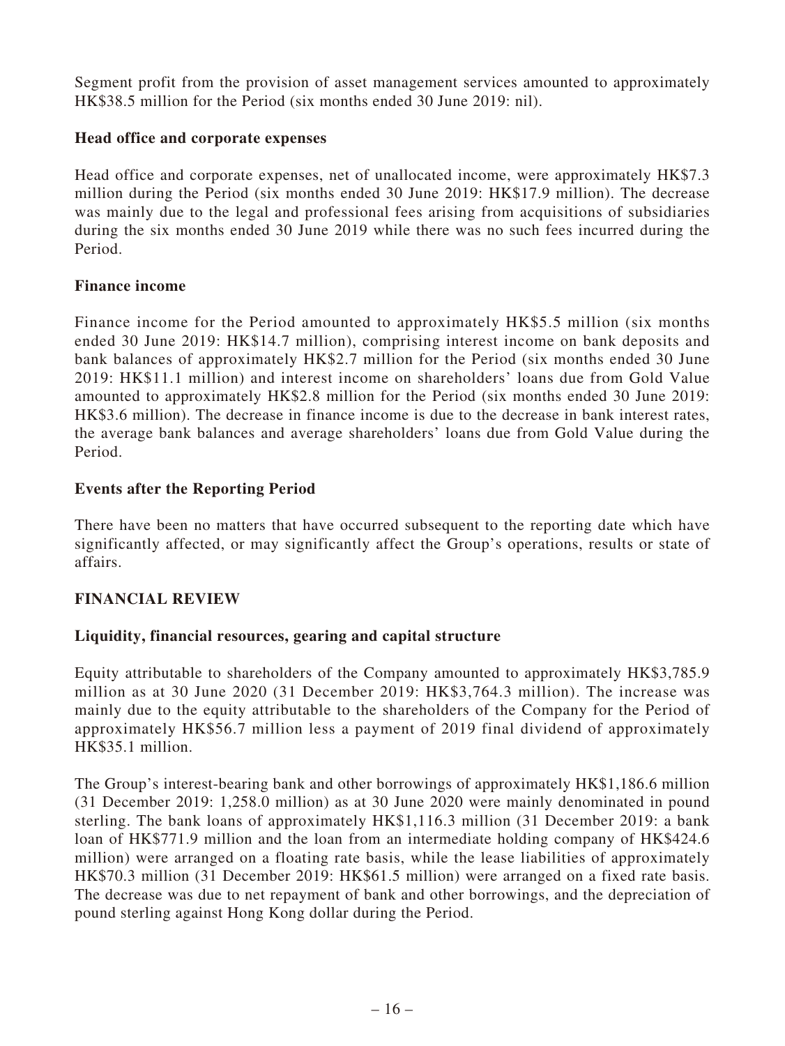Segment profit from the provision of asset management services amounted to approximately HK$38.5 million for the Period (six months ended 30 June 2019: nil).

### Head office and corporate expenses

Head office and corporate expenses, net of unallocated income, were approximately HK$7.3 million during the Period (six months ended 30 June 2019: HK$17.9 million). The decrease was mainly due to the legal and professional fees arising from acquisitions of subsidiaries during the six months ended 30 June 2019 while there was no such fees incurred during the Period.

### Finance income

Finance income for the Period amounted to approximately HK$5.5 million (six months ended 30 June 2019: HK$14.7 million), comprising interest income on bank deposits and bank balances of approximately HK$2.7 million for the Period (six months ended 30 June 2019: HK$11.1 million) and interest income on shareholders' loans due from Gold Value amounted to approximately HK$2.8 million for the Period (six months ended 30 June 2019: HK$3.6 million). The decrease in finance income is due to the decrease in bank interest rates, the average bank balances and average shareholders' loans due from Gold Value during the Period.

### Events after the Reporting Period

There have been no matters that have occurred subsequent to the reporting date which have significantly affected, or may significantly affect the Group's operations, results or state of affairs.

## FINANCIAL REVIEW

### Liquidity, financial resources, gearing and capital structure

Equity attributable to shareholders of the Company amounted to approximately HK$3,785.9 million as at 30 June 2020 (31 December 2019: HK$3,764.3 million). The increase was mainly due to the equity attributable to the shareholders of the Company for the Period of approximately HK$56.7 million less a payment of 2019 final dividend of approximately HK$35.1 million.

The Group's interest-bearing bank and other borrowings of approximately HK$1,186.6 million (31 December 2019: 1,258.0 million) as at 30 June 2020 were mainly denominated in pound sterling. The bank loans of approximately HK$1,116.3 million (31 December 2019: a bank loan of HK$771.9 million and the loan from an intermediate holding company of HK$424.6 million) were arranged on a floating rate basis, while the lease liabilities of approximately HK$70.3 million (31 December 2019: HK$61.5 million) were arranged on a fixed rate basis. The decrease was due to net repayment of bank and other borrowings, and the depreciation of pound sterling against Hong Kong dollar during the Period.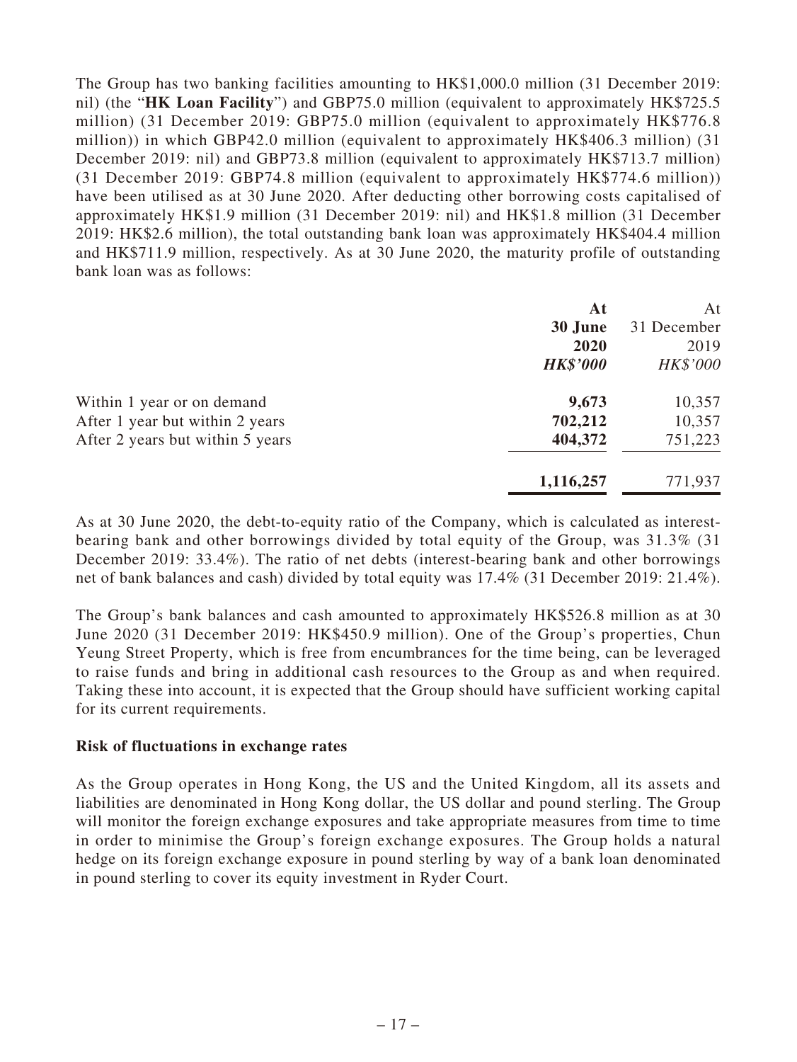The Group has two banking facilities amounting to HK$1,000.0 million (31 December 2019: nil) (the "**HK Loan Facility**") and GBP75.0 million (equivalent to approximately HK$725.5 million) (31 December 2019: GBP75.0 million (equivalent to approximately HK$776.8 million)) in which GBP42.0 million (equivalent to approximately HK$406.3 million) (31 December 2019: nil) and GBP73.8 million (equivalent to approximately HK$713.7 million) (31 December 2019: GBP74.8 million (equivalent to approximately HK$774.6 million)) have been utilised as at 30 June 2020. After deducting other borrowing costs capitalised of approximately HK$1.9 million (31 December 2019: nil) and HK$1.8 million (31 December 2019: HK$2.6 million), the total outstanding bank loan was approximately HK$404.4 million and HK$711.9 million, respectively. As at 30 June 2020, the maturity profile of outstanding bank loan was as follows:

| | **At 30 June 2020** | At 31 December 2019 |
|---|---|---|
| | ***HK$'000*** | *HK$'000* |
| Within 1 year or on demand | **9,673** | 10,357 |
| After 1 year but within 2 years | **702,212** | 10,357 |
| After 2 years but within 5 years | **404,372** | 751,223 |
| | **1,116,257** | 771,937 |

As at 30 June 2020, the debt-to-equity ratio of the Company, which is calculated as interest-bearing bank and other borrowings divided by total equity of the Group, was 31.3% (31 December 2019: 33.4%). The ratio of net debts (interest-bearing bank and other borrowings net of bank balances and cash) divided by total equity was 17.4% (31 December 2019: 21.4%).

The Group's bank balances and cash amounted to approximately HK$526.8 million as at 30 June 2020 (31 December 2019: HK$450.9 million). One of the Group's properties, Chun Yeung Street Property, which is free from encumbrances for the time being, can be leveraged to raise funds and bring in additional cash resources to the Group as and when required. Taking these into account, it is expected that the Group should have sufficient working capital for its current requirements.

**Risk of fluctuations in exchange rates**

As the Group operates in Hong Kong, the US and the United Kingdom, all its assets and liabilities are denominated in Hong Kong dollar, the US dollar and pound sterling. The Group will monitor the foreign exchange exposures and take appropriate measures from time to time in order to minimise the Group's foreign exchange exposures. The Group holds a natural hedge on its foreign exchange exposure in pound sterling by way of a bank loan denominated in pound sterling to cover its equity investment in Ryder Court.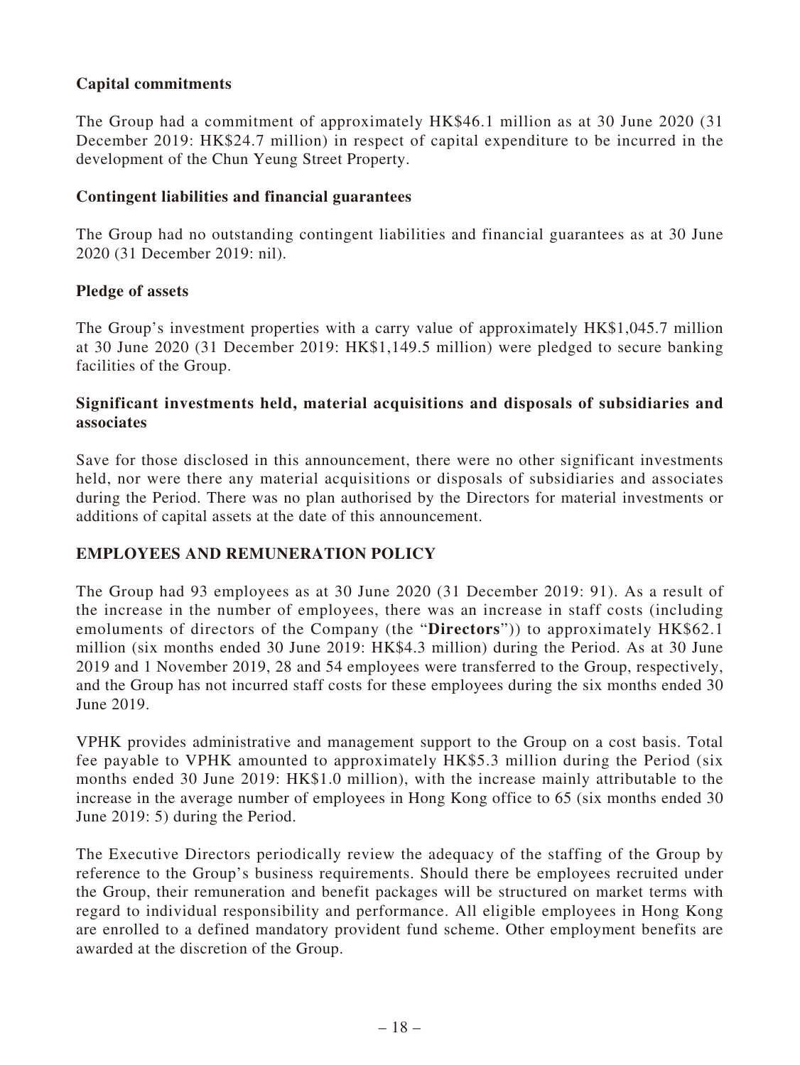**Capital commitments**

The Group had a commitment of approximately HK$46.1 million as at 30 June 2020 (31 December 2019: HK$24.7 million) in respect of capital expenditure to be incurred in the development of the Chun Yeung Street Property.

**Contingent liabilities and financial guarantees**

The Group had no outstanding contingent liabilities and financial guarantees as at 30 June 2020 (31 December 2019: nil).

**Pledge of assets**

The Group's investment properties with a carry value of approximately HK$1,045.7 million at 30 June 2020 (31 December 2019: HK$1,149.5 million) were pledged to secure banking facilities of the Group.

**Significant investments held, material acquisitions and disposals of subsidiaries and associates**

Save for those disclosed in this announcement, there were no other significant investments held, nor were there any material acquisitions or disposals of subsidiaries and associates during the Period. There was no plan authorised by the Directors for material investments or additions of capital assets at the date of this announcement.

## EMPLOYEES AND REMUNERATION POLICY

The Group had 93 employees as at 30 June 2020 (31 December 2019: 91). As a result of the increase in the number of employees, there was an increase in staff costs (including emoluments of directors of the Company (the "**Directors**")) to approximately HK$62.1 million (six months ended 30 June 2019: HK$4.3 million) during the Period. As at 30 June 2019 and 1 November 2019, 28 and 54 employees were transferred to the Group, respectively, and the Group has not incurred staff costs for these employees during the six months ended 30 June 2019.

VPHK provides administrative and management support to the Group on a cost basis. Total fee payable to VPHK amounted to approximately HK$5.3 million during the Period (six months ended 30 June 2019: HK$1.0 million), with the increase mainly attributable to the increase in the average number of employees in Hong Kong office to 65 (six months ended 30 June 2019: 5) during the Period.

The Executive Directors periodically review the adequacy of the staffing of the Group by reference to the Group's business requirements. Should there be employees recruited under the Group, their remuneration and benefit packages will be structured on market terms with regard to individual responsibility and performance. All eligible employees in Hong Kong are enrolled to a defined mandatory provident fund scheme. Other employment benefits are awarded at the discretion of the Group.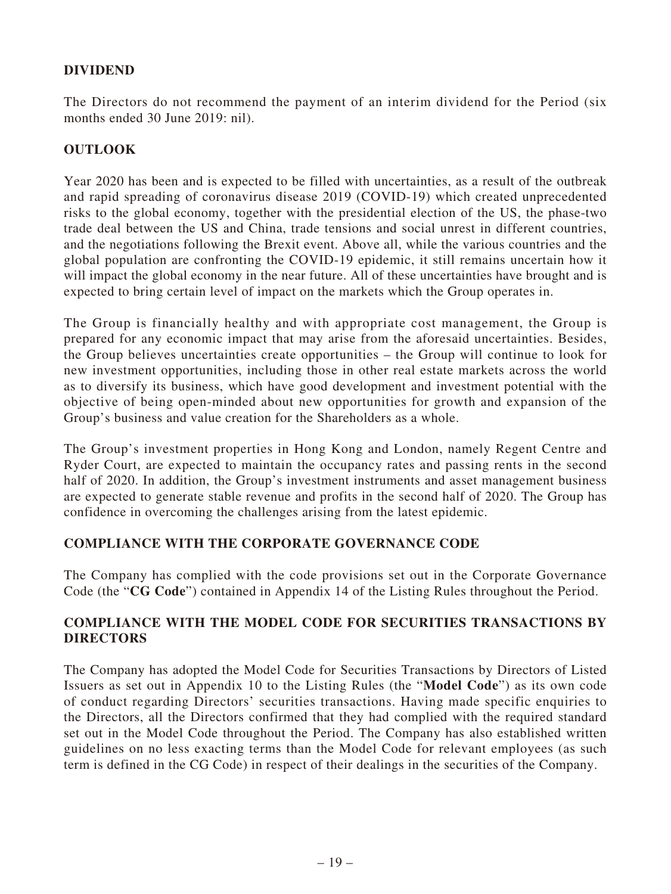## DIVIDEND

The Directors do not recommend the payment of an interim dividend for the Period (six months ended 30 June 2019: nil).

## OUTLOOK

Year 2020 has been and is expected to be filled with uncertainties, as a result of the outbreak and rapid spreading of coronavirus disease 2019 (COVID-19) which created unprecedented risks to the global economy, together with the presidential election of the US, the phase-two trade deal between the US and China, trade tensions and social unrest in different countries, and the negotiations following the Brexit event. Above all, while the various countries and the global population are confronting the COVID-19 epidemic, it still remains uncertain how it will impact the global economy in the near future. All of these uncertainties have brought and is expected to bring certain level of impact on the markets which the Group operates in.

The Group is financially healthy and with appropriate cost management, the Group is prepared for any economic impact that may arise from the aforesaid uncertainties. Besides, the Group believes uncertainties create opportunities – the Group will continue to look for new investment opportunities, including those in other real estate markets across the world as to diversify its business, which have good development and investment potential with the objective of being open-minded about new opportunities for growth and expansion of the Group's business and value creation for the Shareholders as a whole.

The Group's investment properties in Hong Kong and London, namely Regent Centre and Ryder Court, are expected to maintain the occupancy rates and passing rents in the second half of 2020. In addition, the Group's investment instruments and asset management business are expected to generate stable revenue and profits in the second half of 2020. The Group has confidence in overcoming the challenges arising from the latest epidemic.

## COMPLIANCE WITH THE CORPORATE GOVERNANCE CODE

The Company has complied with the code provisions set out in the Corporate Governance Code (the "**CG Code**") contained in Appendix 14 of the Listing Rules throughout the Period.

## COMPLIANCE WITH THE MODEL CODE FOR SECURITIES TRANSACTIONS BY DIRECTORS

The Company has adopted the Model Code for Securities Transactions by Directors of Listed Issuers as set out in Appendix 10 to the Listing Rules (the "**Model Code**") as its own code of conduct regarding Directors' securities transactions. Having made specific enquiries to the Directors, all the Directors confirmed that they had complied with the required standard set out in the Model Code throughout the Period. The Company has also established written guidelines on no less exacting terms than the Model Code for relevant employees (as such term is defined in the CG Code) in respect of their dealings in the securities of the Company.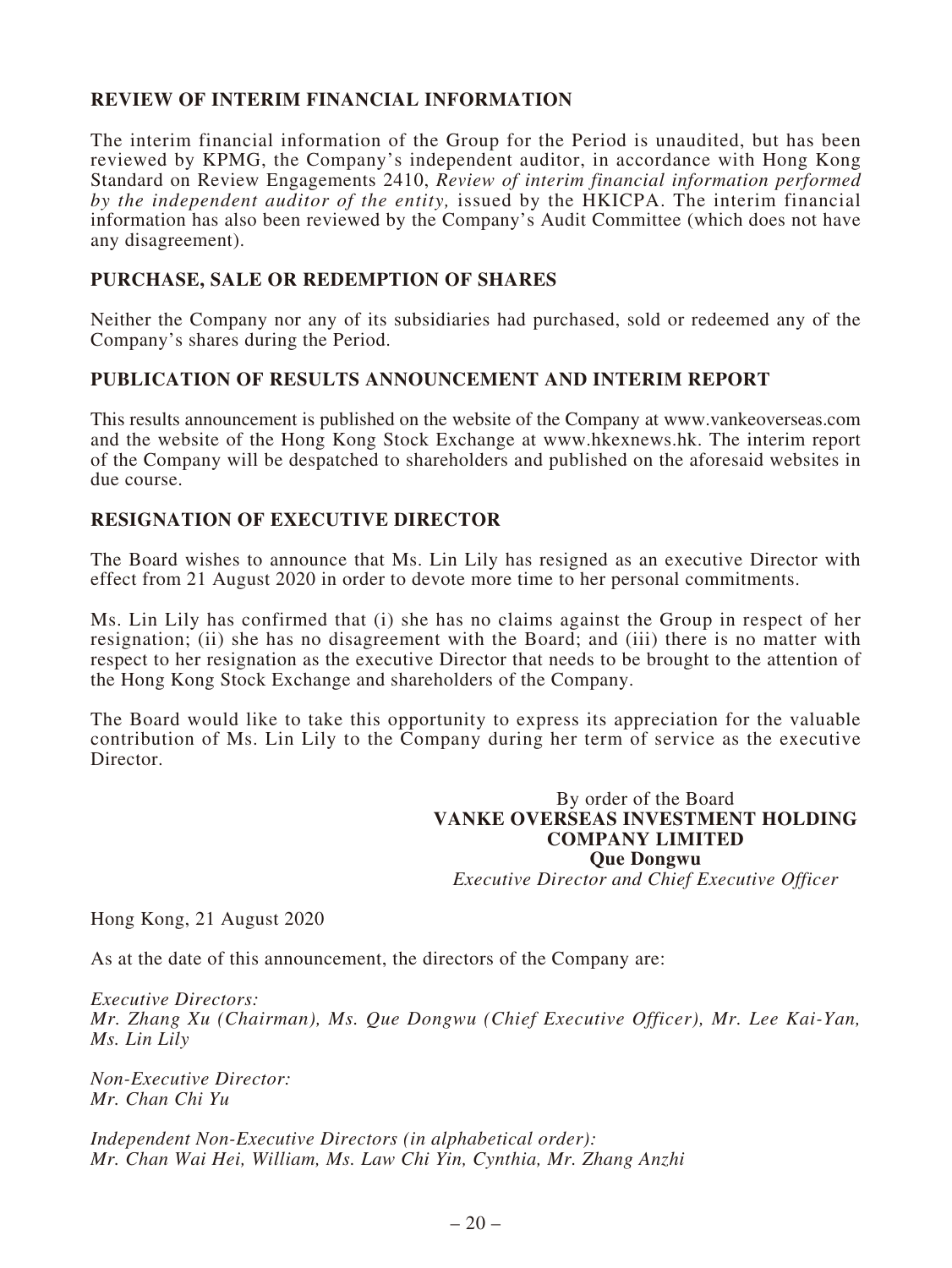## REVIEW OF INTERIM FINANCIAL INFORMATION

The interim financial information of the Group for the Period is unaudited, but has been reviewed by KPMG, the Company's independent auditor, in accordance with Hong Kong Standard on Review Engagements 2410, *Review of interim financial information performed by the independent auditor of the entity,* issued by the HKICPA. The interim financial information has also been reviewed by the Company's Audit Committee (which does not have any disagreement).

## PURCHASE, SALE OR REDEMPTION OF SHARES

Neither the Company nor any of its subsidiaries had purchased, sold or redeemed any of the Company's shares during the Period.

## PUBLICATION OF RESULTS ANNOUNCEMENT AND INTERIM REPORT

This results announcement is published on the website of the Company at www.vankeoverseas.com and the website of the Hong Kong Stock Exchange at www.hkexnews.hk. The interim report of the Company will be despatched to shareholders and published on the aforesaid websites in due course.

## RESIGNATION OF EXECUTIVE DIRECTOR

The Board wishes to announce that Ms. Lin Lily has resigned as an executive Director with effect from 21 August 2020 in order to devote more time to her personal commitments.

Ms. Lin Lily has confirmed that (i) she has no claims against the Group in respect of her resignation; (ii) she has no disagreement with the Board; and (iii) there is no matter with respect to her resignation as the executive Director that needs to be brought to the attention of the Hong Kong Stock Exchange and shareholders of the Company.

The Board would like to take this opportunity to express its appreciation for the valuable contribution of Ms. Lin Lily to the Company during her term of service as the executive Director.

By order of the Board
**VANKE OVERSEAS INVESTMENT HOLDING COMPANY LIMITED**
**Que Dongwu**
*Executive Director and Chief Executive Officer*

Hong Kong, 21 August 2020

As at the date of this announcement, the directors of the Company are:

*Executive Directors:*
*Mr. Zhang Xu (Chairman), Ms. Que Dongwu (Chief Executive Officer), Mr. Lee Kai-Yan, Ms. Lin Lily*

*Non-Executive Director:*
*Mr. Chan Chi Yu*

*Independent Non-Executive Directors (in alphabetical order):*
*Mr. Chan Wai Hei, William, Ms. Law Chi Yin, Cynthia, Mr. Zhang Anzhi*